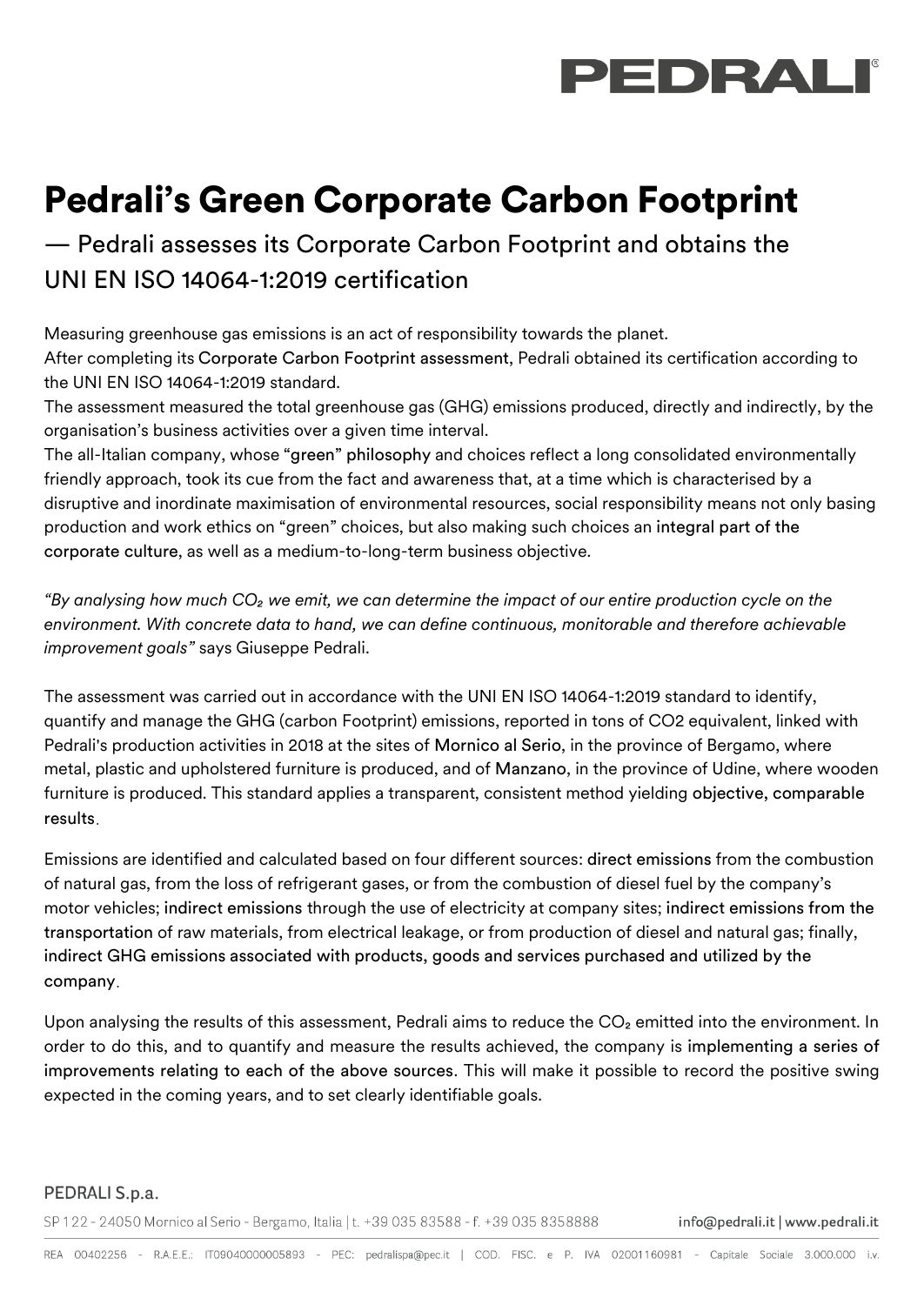# Pedrali's Green Corporate Carbon Footprint

## — Pedrali assesses its Corporate Carbon Footprint and obtains the UNI EN ISO 14064-1:2019 certification

Measuring greenhouse gas emissions is an act of responsibility towards the planet.
After completing its Corporate Carbon Footprint assessment, Pedrali obtained its certification according to the UNI EN ISO 14064-1:2019 standard.
The assessment measured the total greenhouse gas (GHG) emissions produced, directly and indirectly, by the organisation's business activities over a given time interval.
The all-Italian company, whose "green" philosophy and choices reflect a long consolidated environmentally friendly approach, took its cue from the fact and awareness that, at a time which is characterised by a disruptive and inordinate maximisation of environmental resources, social responsibility means not only basing production and work ethics on "green" choices, but also making such choices an integral part of the corporate culture, as well as a medium-to-long-term business objective.

*"By analysing how much $CO_2$ we emit, we can determine the impact of our entire production cycle on the environment. With concrete data to hand, we can define continuous, monitorable and therefore achievable improvement goals"* says Giuseppe Pedrali.

The assessment was carried out in accordance with the UNI EN ISO 14064-1:2019 standard to identify, quantify and manage the GHG (carbon Footprint) emissions, reported in tons of $CO_2$ equivalent, linked with Pedrali's production activities in 2018 at the sites of Mornico al Serio, in the province of Bergamo, where metal, plastic and upholstered furniture is produced, and of Manzano, in the province of Udine, where wooden furniture is produced. This standard applies a transparent, consistent method yielding objective, comparable results.

Emissions are identified and calculated based on four different sources: direct emissions from the combustion of natural gas, from the loss of refrigerant gases, or from the combustion of diesel fuel by the company's motor vehicles; indirect emissions through the use of electricity at company sites; indirect emissions from the transportation of raw materials, from electrical leakage, or from production of diesel and natural gas; finally, indirect GHG emissions associated with products, goods and services purchased and utilized by the company.

Upon analysing the results of this assessment, Pedrali aims to reduce the $CO_2$ emitted into the environment. In order to do this, and to quantify and measure the results achieved, the company is implementing a series of improvements relating to each of the above sources. This will make it possible to record the positive swing expected in the coming years, and to set clearly identifiable goals.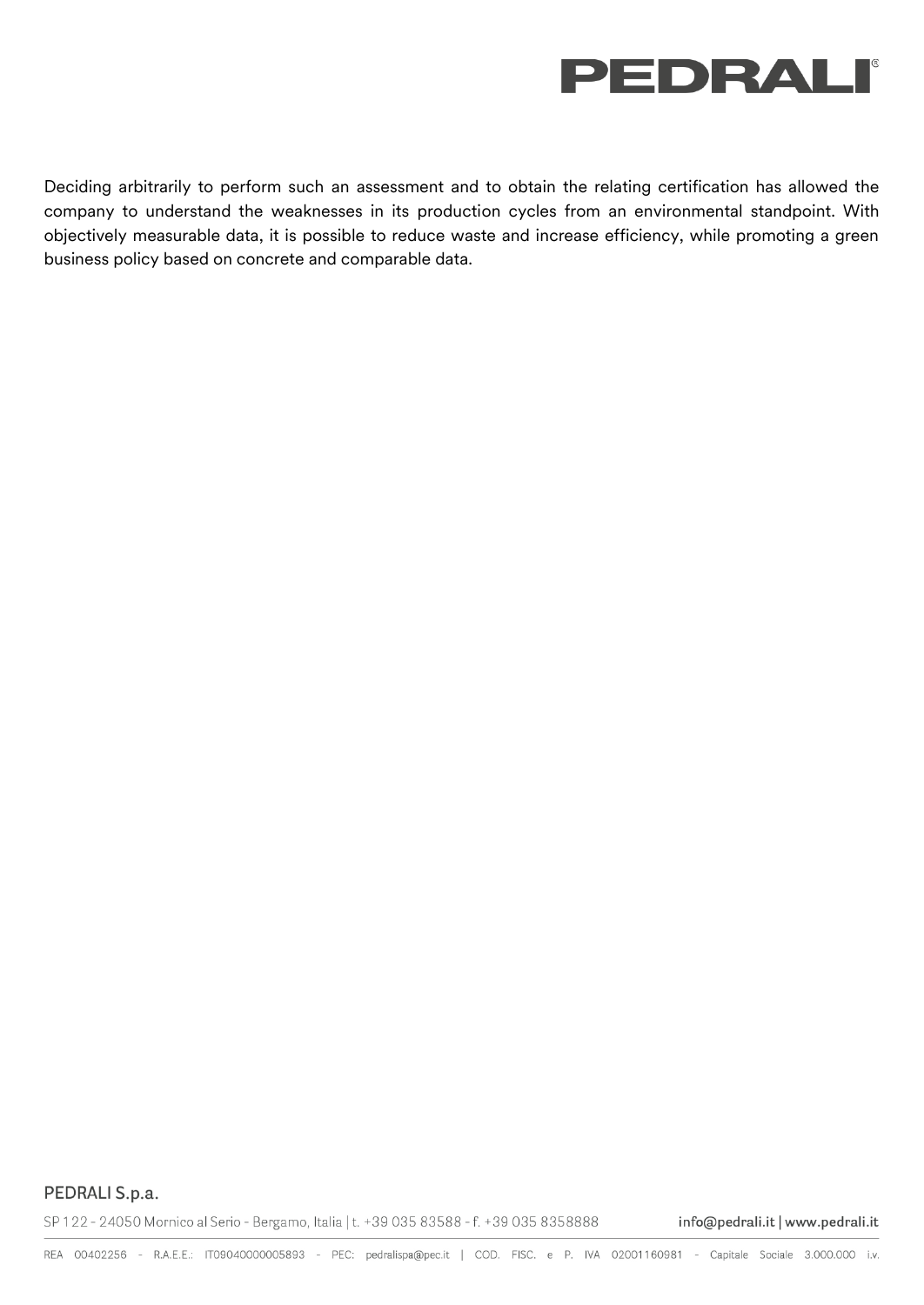Deciding arbitrarily to perform such an assessment and to obtain the relating certification has allowed the company to understand the weaknesses in its production cycles from an environmental standpoint. With objectively measurable data, it is possible to reduce waste and increase efficiency, while promoting a green business policy based on concrete and comparable data.